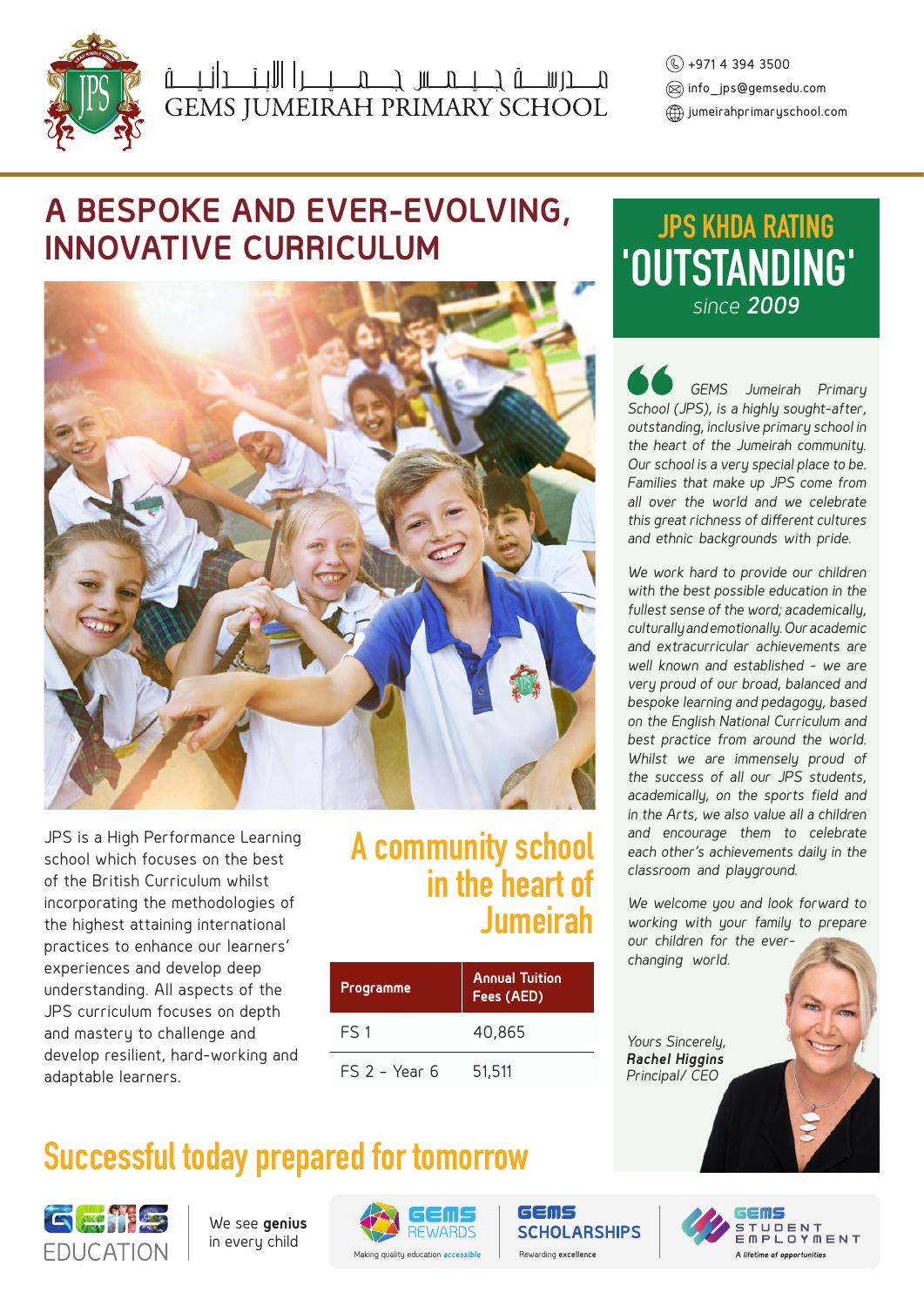مدرسة جيمس جميرا الابتدائية
GEMS JUMEIRAH PRIMARY SCHOOL

+971 4 394 3500
info_jps@gemsedu.com
jumeirahprimaryschool.com

# A BESPOKE AND EVER-EVOLVING, INNOVATIVE CURRICULUM

JPS is a High Performance Learning school which focuses on the best of the British Curriculum whilst incorporating the methodologies of the highest attaining international practices to enhance our learners' experiences and develop deep understanding. All aspects of the JPS curriculum focuses on depth and mastery to challenge and develop resilient, hard-working and adaptable learners.

## A community school in the heart of Jumeirah

| Programme | Annual Tuition Fees (AED) |
|---|---|
| FS 1 | 40,865 |
| FS 2 - Year 6 | 51,511 |

## JPS KHDA RATING 'OUTSTANDING' since 2009

*GEMS Jumeirah Primary School (JPS), is a highly sought-after, outstanding, inclusive primary school in the heart of the Jumeirah community. Our school is a very special place to be. Families that make up JPS come from all over the world and we celebrate this great richness of different cultures and ethnic backgrounds with pride.*

*We work hard to provide our children with the best possible education in the fullest sense of the word; academically, culturally and emotionally. Our academic and extracurricular achievements are well known and established - we are very proud of our broad, balanced and bespoke learning and pedagogy, based on the English National Curriculum and best practice from around the world. Whilst we are immensely proud of the success of all our JPS students, academically, on the sports field and in the Arts, we also value all a children and encourage them to celebrate each other's achievements daily in the classroom and playground.*

*We welcome you and look forward to working with your family to prepare our children for the ever-changing world.*

*Yours Sincerely,*
***Rachel Higgins***
*Principal/ CEO*

## Successful today prepared for tomorrow

GEMS EDUCATION — We see **genius** in every child

GEMS REWARDS — Making quality education *accessible*

GEMS SCHOLARSHIPS — Rewarding **excellence**

GEMS STUDENT EMPLOYMENT — *A lifetime of opportunities*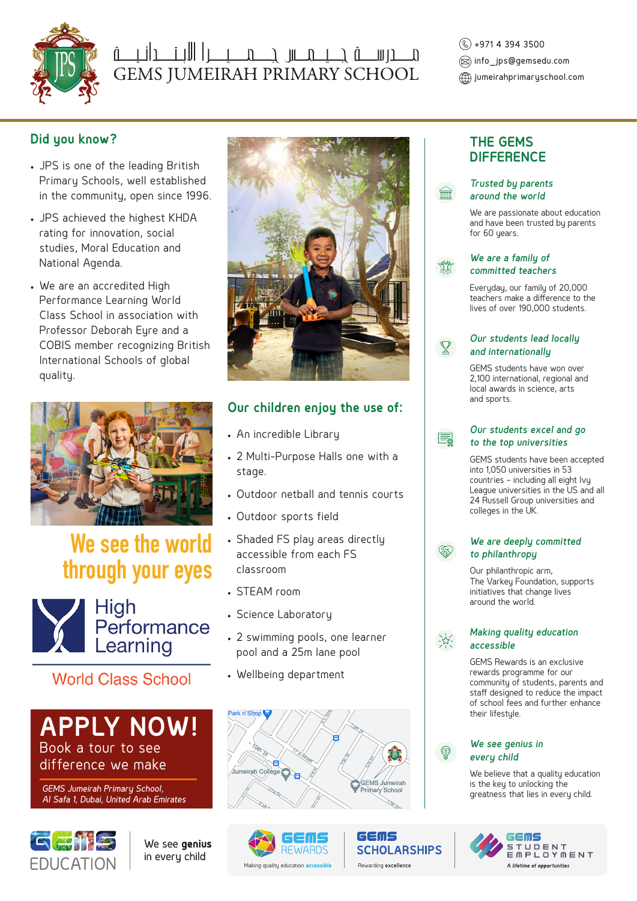# مدرسة جميرا الابتدائية
# GEMS JUMEIRAH PRIMARY SCHOOL

+971 4 394 3500
info_jps@gemsedu.com
jumeirahprimaryschool.com

## Did you know?

- JPS is one of the leading British Primary Schools, well established in the community, open since 1996.
- JPS achieved the highest KHDA rating for innovation, social studies, Moral Education and National Agenda.
- We are an accredited High Performance Learning World Class School in association with Professor Deborah Eyre and a COBIS member recognizing British International Schools of global quality.

**We see the world through your eyes**

High Performance Learning

World Class School

## APPLY NOW!

Book a tour to see difference we make

*GEMS Jumeirah Primary School, Al Safa 1, Dubai, United Arab Emirates*

## Our children enjoy the use of:

- An incredible Library
- 2 Multi-Purpose Halls one with a stage.
- Outdoor netball and tennis courts
- Outdoor sports field
- Shaded FS play areas directly accessible from each FS classroom
- STEAM room
- Science Laboratory
- 2 swimming pools, one learner pool and a 25m lane pool
- Wellbeing department

Park n Shop
Jumeirah College
GEMS Jumeirah Primary School

## THE GEMS DIFFERENCE

### *Trusted by parents around the world*

We are passionate about education and have been trusted by parents for 60 years.

### *We are a family of committed teachers*

Everyday, our family of 20,000 teachers make a difference to the lives of over 190,000 students.

### *Our students lead locally and internationally*

GEMS students have won over 2,100 international, regional and local awards in science, arts and sports.

### *Our students excel and go to the top universities*

GEMS students have been accepted into 1,050 universities in 53 countries – including all eight Ivy League universities in the US and all 24 Russell Group universities and colleges in the UK.

### *We are deeply committed to philanthropy*

Our philanthropic arm, The Varkey Foundation, supports initiatives that change lives around the world.

### *Making quality education accessible*

GEMS Rewards is an exclusive rewards programme for our community of students, parents and staff designed to reduce the impact of school fees and further enhance their lifestyle.

### *We see genius in every child*

We believe that a quality education is the key to unlocking the greatness that lies in every child.

GEMS EDUCATION — We see **genius** in every child

GEMS REWARDS — Making quality education *accessible*

GEMS SCHOLARSHIPS — Rewarding **excellence**

GEMS STUDENT EMPLOYMENT — *A lifetime of opportunities*